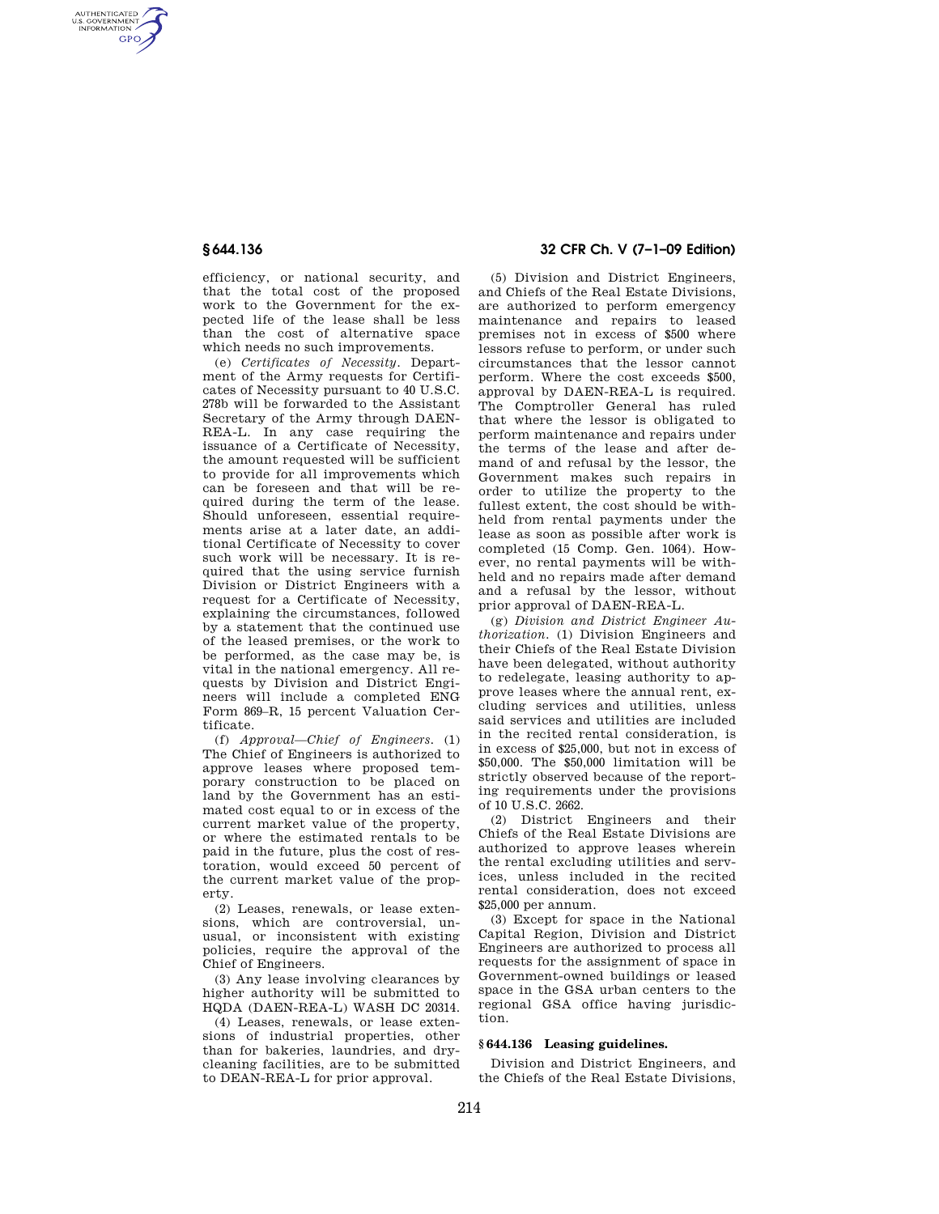efficiency, or national security, and that the total cost of the proposed work to the Government for the expected life of the lease shall be less than the cost of alternative space which needs no such improvements.

(e) *Certificates of Necessity.* Department of the Army requests for Certificates of Necessity pursuant to 40 U.S.C. 278b will be forwarded to the Assistant Secretary of the Army through DAEN-REA-L. In any case requiring the issuance of a Certificate of Necessity, the amount requested will be sufficient to provide for all improvements which can be foreseen and that will be required during the term of the lease. Should unforeseen, essential requirements arise at a later date, an additional Certificate of Necessity to cover such work will be necessary. It is required that the using service furnish Division or District Engineers with a request for a Certificate of Necessity, explaining the circumstances, followed by a statement that the continued use of the leased premises, or the work to be performed, as the case may be, is vital in the national emergency. All requests by Division and District Engineers will include a completed ENG Form 869–R, 15 percent Valuation Certificate.

(f) *Approval—Chief of Engineers.* (1) The Chief of Engineers is authorized to approve leases where proposed temporary construction to be placed on land by the Government has an estimated cost equal to or in excess of the current market value of the property, or where the estimated rentals to be paid in the future, plus the cost of restoration, would exceed 50 percent of the current market value of the property.

(2) Leases, renewals, or lease extensions, which are controversial, unusual, or inconsistent with existing policies, require the approval of the Chief of Engineers.

(3) Any lease involving clearances by higher authority will be submitted to HQDA (DAEN-REA-L) WASH DC 20314.

(4) Leases, renewals, or lease extensions of industrial properties, other than for bakeries, laundries, and dry-cleaning facilities, are to be submitted to DEAN-REA-L for prior approval.

(5) Division and District Engineers, and Chiefs of the Real Estate Divisions, are authorized to perform emergency maintenance and repairs to leased premises not in excess of $500 where lessors refuse to perform, or under such circumstances that the lessor cannot perform. Where the cost exceeds $500, approval by DAEN-REA-L is required. The Comptroller General has ruled that where the lessor is obligated to perform maintenance and repairs under the terms of the lease and after demand of and refusal by the lessor, the Government makes such repairs in order to utilize the property to the fullest extent, the cost should be withheld from rental payments under the lease as soon as possible after work is completed (15 Comp. Gen. 1064). However, no rental payments will be withheld and no repairs made after demand and a refusal by the lessor, without prior approval of DAEN-REA-L.

(g) *Division and District Engineer Authorization.* (1) Division Engineers and their Chiefs of the Real Estate Division have been delegated, without authority to redelegate, leasing authority to approve leases where the annual rent, excluding services and utilities, unless said services and utilities are included in the recited rental consideration, is in excess of $25,000, but not in excess of $50,000. The $50,000 limitation will be strictly observed because of the reporting requirements under the provisions of 10 U.S.C. 2662.

(2) District Engineers and their Chiefs of the Real Estate Divisions are authorized to approve leases wherein the rental excluding utilities and services, unless included in the recited rental consideration, does not exceed $25,000 per annum.

(3) Except for space in the National Capital Region, Division and District Engineers are authorized to process all requests for the assignment of space in Government-owned buildings or leased space in the GSA urban centers to the regional GSA office having jurisdiction.

## § 644.136 Leasing guidelines.

Division and District Engineers, and the Chiefs of the Real Estate Divisions,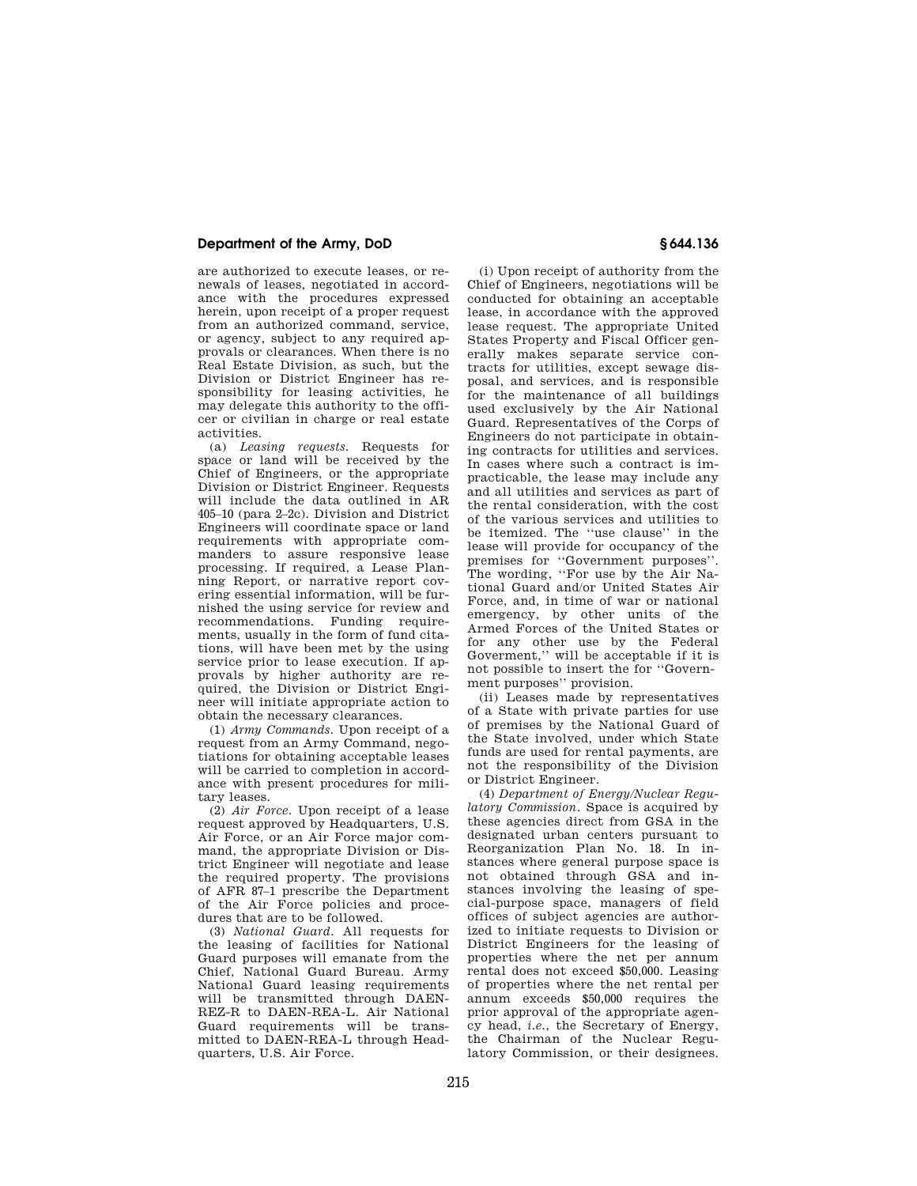are authorized to execute leases, or renewals of leases, negotiated in accordance with the procedures expressed herein, upon receipt of a proper request from an authorized command, service, or agency, subject to any required approvals or clearances. When there is no Real Estate Division, as such, but the Division or District Engineer has responsibility for leasing activities, he may delegate this authority to the officer or civilian in charge or real estate activities.

(a) *Leasing requests.* Requests for space or land will be received by the Chief of Engineers, or the appropriate Division or District Engineer. Requests will include the data outlined in AR 405–10 (para 2–2c). Division and District Engineers will coordinate space or land requirements with appropriate commanders to assure responsive lease processing. If required, a Lease Planning Report, or narrative report covering essential information, will be furnished the using service for review and recommendations. Funding requirements, usually in the form of fund citations, will have been met by the using service prior to lease execution. If approvals by higher authority are required, the Division or District Engineer will initiate appropriate action to obtain the necessary clearances.

(1) *Army Commands.* Upon receipt of a request from an Army Command, negotiations for obtaining acceptable leases will be carried to completion in accordance with present procedures for military leases.

(2) *Air Force.* Upon receipt of a lease request approved by Headquarters, U.S. Air Force, or an Air Force major command, the appropriate Division or District Engineer will negotiate and lease the required property. The provisions of AFR 87–1 prescribe the Department of the Air Force policies and procedures that are to be followed.

(3) *National Guard.* All requests for the leasing of facilities for National Guard purposes will emanate from the Chief, National Guard Bureau. Army National Guard leasing requirements will be transmitted through DAEN-REZ-R to DAEN-REA-L. Air National Guard requirements will be transmitted to DAEN-REA-L through Headquarters, U.S. Air Force.

(i) Upon receipt of authority from the Chief of Engineers, negotiations will be conducted for obtaining an acceptable lease, in accordance with the approved lease request. The appropriate United States Property and Fiscal Officer generally makes separate service contracts for utilities, except sewage disposal, and services, and is responsible for the maintenance of all buildings used exclusively by the Air National Guard. Representatives of the Corps of Engineers do not participate in obtaining contracts for utilities and services. In cases where such a contract is impracticable, the lease may include any and all utilities and services as part of the rental consideration, with the cost of the various services and utilities to be itemized. The "use clause" in the lease will provide for occupancy of the premises for "Government purposes". The wording, "For use by the Air National Guard and/or United States Air Force, and, in time of war or national emergency, by other units of the Armed Forces of the United States or for any other use by the Federal Goverment," will be acceptable if it is not possible to insert the for "Government purposes" provision.

(ii) Leases made by representatives of a State with private parties for use of premises by the National Guard of the State involved, under which State funds are used for rental payments, are not the responsibility of the Division or District Engineer.

(4) *Department of Energy/Nuclear Regulatory Commission.* Space is acquired by these agencies direct from GSA in the designated urban centers pursuant to Reorganization Plan No. 18. In instances where general purpose space is not obtained through GSA and instances involving the leasing of special-purpose space, managers of field offices of subject agencies are authorized to initiate requests to Division or District Engineers for the leasing of properties where the net per annum rental does not exceed $50,000. Leasing of properties where the net rental per annum exceeds $50,000 requires the prior approval of the appropriate agency head, *i.e.*, the Secretary of Energy, the Chairman of the Nuclear Regulatory Commission, or their designees.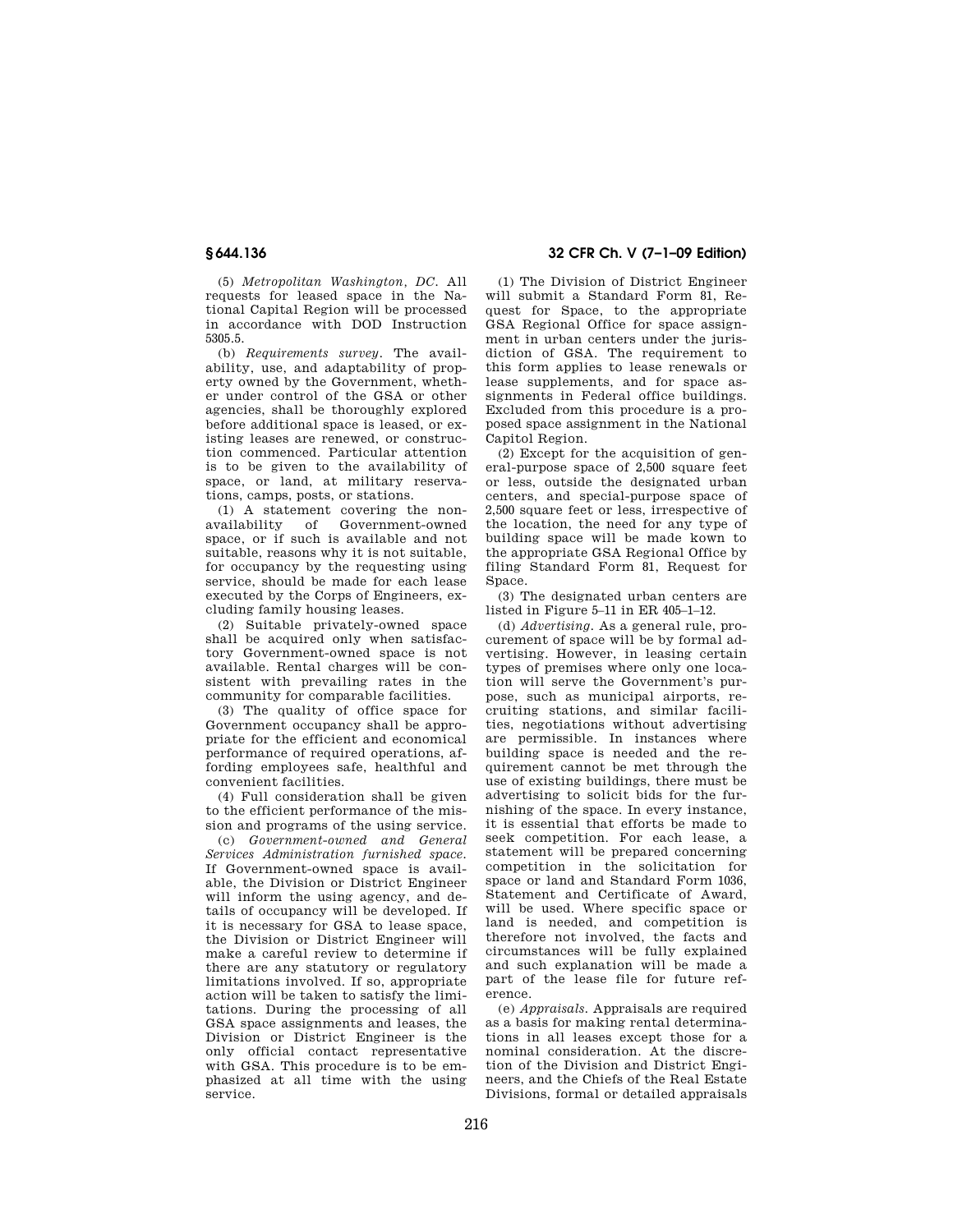(5) *Metropolitan Washington, DC.* All requests for leased space in the National Capital Region will be processed in accordance with DOD Instruction 5305.5.

(b) *Requirements survey.* The availability, use, and adaptability of property owned by the Government, whether under control of the GSA or other agencies, shall be thoroughly explored before additional space is leased, or existing leases are renewed, or construction commenced. Particular attention is to be given to the availability of space, or land, at military reservations, camps, posts, or stations.

(1) A statement covering the nonavailability of Government-owned space, or if such is available and not suitable, reasons why it is not suitable, for occupancy by the requesting using service, should be made for each lease executed by the Corps of Engineers, excluding family housing leases.

(2) Suitable privately-owned space shall be acquired only when satisfactory Government-owned space is not available. Rental charges will be consistent with prevailing rates in the community for comparable facilities.

(3) The quality of office space for Government occupancy shall be appropriate for the efficient and economical performance of required operations, affording employees safe, healthful and convenient facilities.

(4) Full consideration shall be given to the efficient performance of the mission and programs of the using service.

(c) *Government-owned and General Services Administration furnished space.* If Government-owned space is available, the Division or District Engineer will inform the using agency, and details of occupancy will be developed. If it is necessary for GSA to lease space, the Division or District Engineer will make a careful review to determine if there are any statutory or regulatory limitations involved. If so, appropriate action will be taken to satisfy the limitations. During the processing of all GSA space assignments and leases, the Division or District Engineer is the only official contact representative with GSA. This procedure is to be emphasized at all time with the using service.

(1) The Division of District Engineer will submit a Standard Form 81, Request for Space, to the appropriate GSA Regional Office for space assignment in urban centers under the jurisdiction of GSA. The requirement to this form applies to lease renewals or lease supplements, and for space assignments in Federal office buildings. Excluded from this procedure is a proposed space assignment in the National Capitol Region.

(2) Except for the acquisition of general-purpose space of 2,500 square feet or less, outside the designated urban centers, and special-purpose space of 2,500 square feet or less, irrespective of the location, the need for any type of building space will be made kown to the appropriate GSA Regional Office by filing Standard Form 81, Request for Space.

(3) The designated urban centers are listed in Figure 5–11 in ER 405–1–12.

(d) *Advertising.* As a general rule, procurement of space will be by formal advertising. However, in leasing certain types of premises where only one location will serve the Government's purpose, such as municipal airports, recruiting stations, and similar facilities, negotiations without advertising are permissible. In instances where building space is needed and the requirement cannot be met through the use of existing buildings, there must be advertising to solicit bids for the furnishing of the space. In every instance, it is essential that efforts be made to seek competition. For each lease, a statement will be prepared concerning competition in the solicitation for space or land and Standard Form 1036, Statement and Certificate of Award, will be used. Where specific space or land is needed, and competition is therefore not involved, the facts and circumstances will be fully explained and such explanation will be made a part of the lease file for future reference.

(e) *Appraisals.* Appraisals are required as a basis for making rental determinations in all leases except those for a nominal consideration. At the discretion of the Division and District Engineers, and the Chiefs of the Real Estate Divisions, formal or detailed appraisals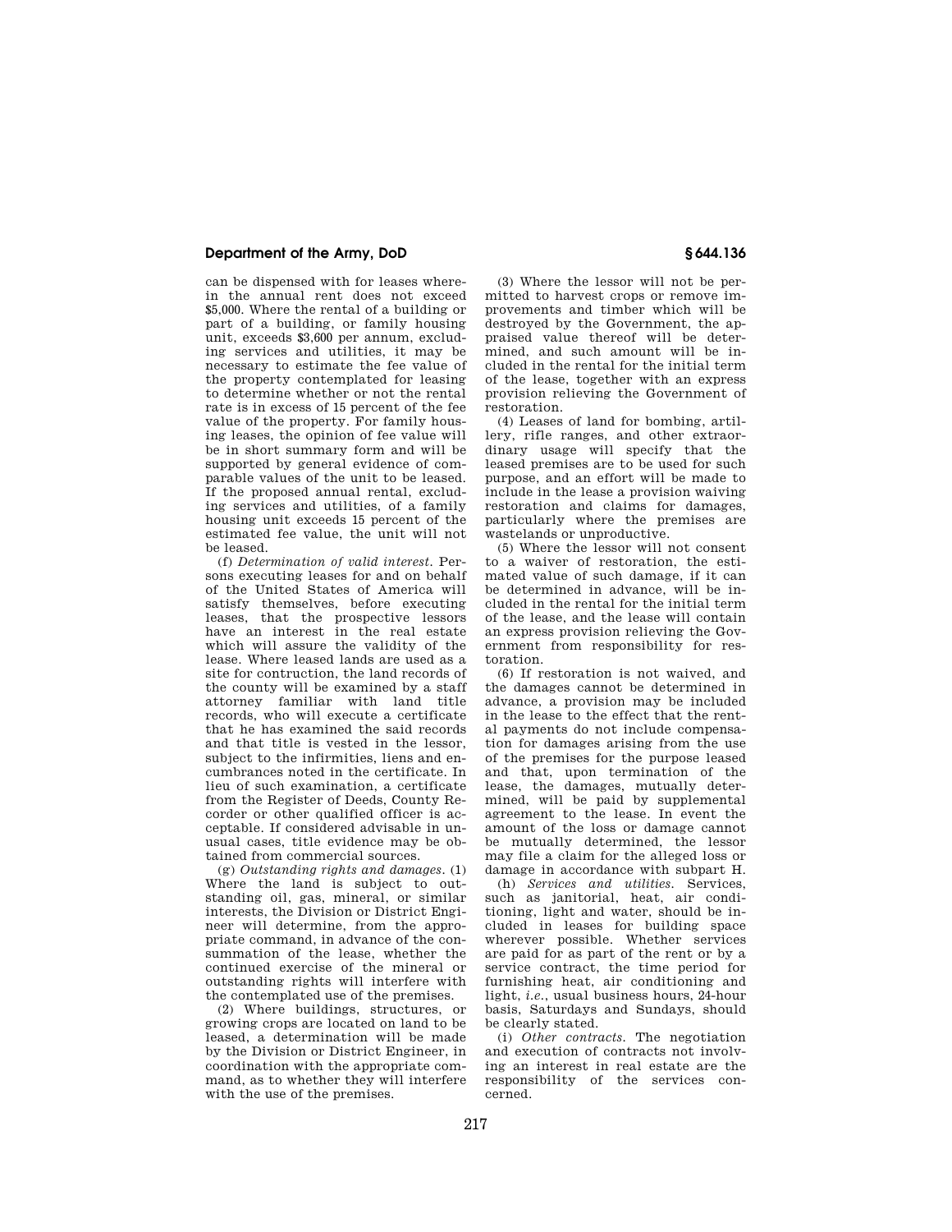can be dispensed with for leases wherein the annual rent does not exceed $5,000. Where the rental of a building or part of a building, or family housing unit, exceeds $3,600 per annum, excluding services and utilities, it may be necessary to estimate the fee value of the property contemplated for leasing to determine whether or not the rental rate is in excess of 15 percent of the fee value of the property. For family housing leases, the opinion of fee value will be in short summary form and will be supported by general evidence of comparable values of the unit to be leased. If the proposed annual rental, excluding services and utilities, of a family housing unit exceeds 15 percent of the estimated fee value, the unit will not be leased.

(f) *Determination of valid interest.* Persons executing leases for and on behalf of the United States of America will satisfy themselves, before executing leases, that the prospective lessors have an interest in the real estate which will assure the validity of the lease. Where leased lands are used as a site for contruction, the land records of the county will be examined by a staff attorney familiar with land title records, who will execute a certificate that he has examined the said records and that title is vested in the lessor, subject to the infirmities, liens and encumbrances noted in the certificate. In lieu of such examination, a certificate from the Register of Deeds, County Recorder or other qualified officer is acceptable. If considered advisable in unusual cases, title evidence may be obtained from commercial sources.

(g) *Outstanding rights and damages.* (1) Where the land is subject to outstanding oil, gas, mineral, or similar interests, the Division or District Engineer will determine, from the appropriate command, in advance of the consummation of the lease, whether the continued exercise of the mineral or outstanding rights will interfere with the contemplated use of the premises.

(2) Where buildings, structures, or growing crops are located on land to be leased, a determination will be made by the Division or District Engineer, in coordination with the appropriate command, as to whether they will interfere with the use of the premises.

(3) Where the lessor will not be permitted to harvest crops or remove improvements and timber which will be destroyed by the Government, the appraised value thereof will be determined, and such amount will be included in the rental for the initial term of the lease, together with an express provision relieving the Government of restoration.

(4) Leases of land for bombing, artillery, rifle ranges, and other extraordinary usage will specify that the leased premises are to be used for such purpose, and an effort will be made to include in the lease a provision waiving restoration and claims for damages, particularly where the premises are wastelands or unproductive.

(5) Where the lessor will not consent to a waiver of restoration, the estimated value of such damage, if it can be determined in advance, will be included in the rental for the initial term of the lease, and the lease will contain an express provision relieving the Government from responsibility for restoration.

(6) If restoration is not waived, and the damages cannot be determined in advance, a provision may be included in the lease to the effect that the rental payments do not include compensation for damages arising from the use of the premises for the purpose leased and that, upon termination of the lease, the damages, mutually determined, will be paid by supplemental agreement to the lease. In event the amount of the loss or damage cannot be mutually determined, the lessor may file a claim for the alleged loss or damage in accordance with subpart H.

(h) *Services and utilities.* Services, such as janitorial, heat, air conditioning, light and water, should be included in leases for building space wherever possible. Whether services are paid for as part of the rent or by a service contract, the time period for furnishing heat, air conditioning and light, *i.e.*, usual business hours, 24-hour basis, Saturdays and Sundays, should be clearly stated.

(i) *Other contracts.* The negotiation and execution of contracts not involving an interest in real estate are the responsibility of the services concerned.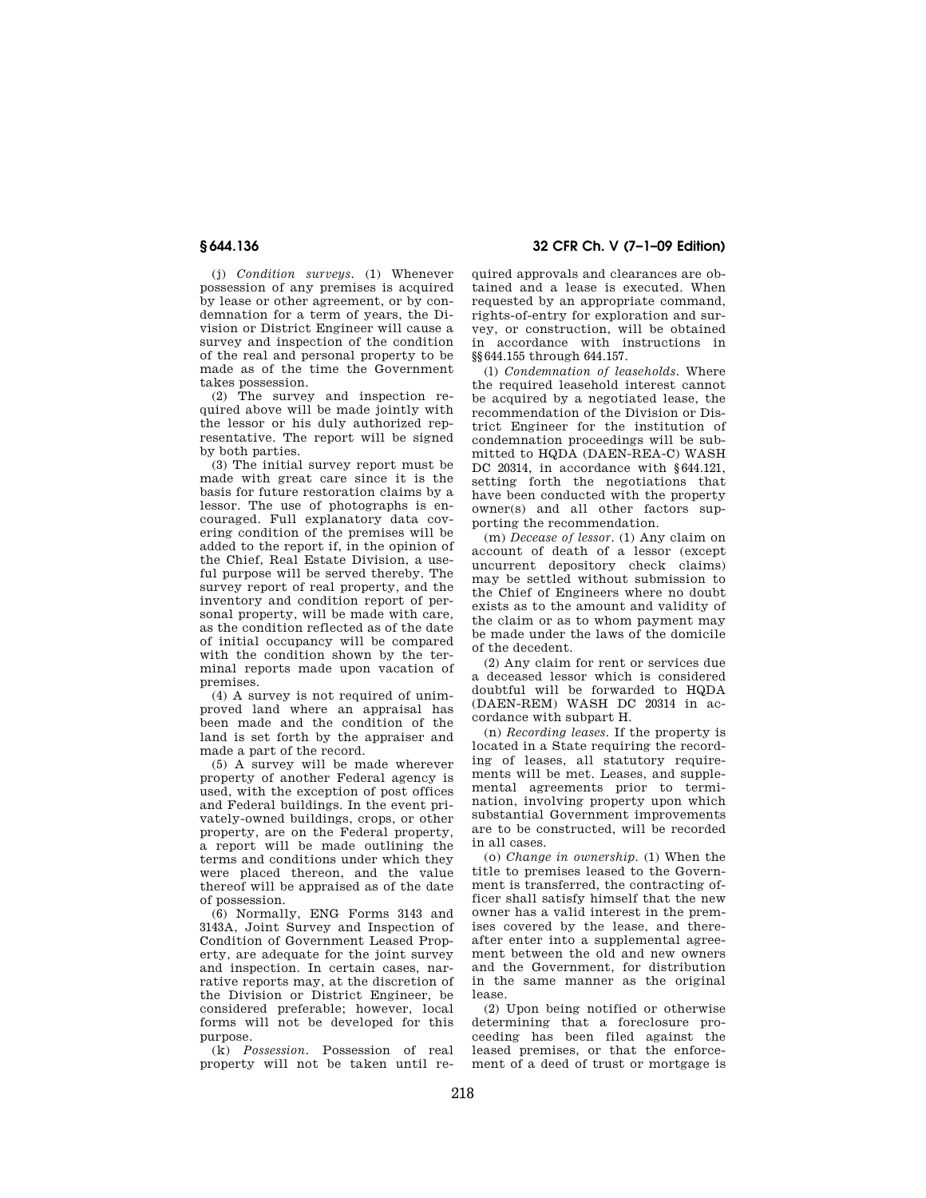(j) *Condition surveys.* (1) Whenever possession of any premises is acquired by lease or other agreement, or by condemnation for a term of years, the Division or District Engineer will cause a survey and inspection of the condition of the real and personal property to be made as of the time the Government takes possession.

(2) The survey and inspection required above will be made jointly with the lessor or his duly authorized representative. The report will be signed by both parties.

(3) The initial survey report must be made with great care since it is the basis for future restoration claims by a lessor. The use of photographs is encouraged. Full explanatory data covering condition of the premises will be added to the report if, in the opinion of the Chief, Real Estate Division, a useful purpose will be served thereby. The survey report of real property, and the inventory and condition report of personal property, will be made with care, as the condition reflected as of the date of initial occupancy will be compared with the condition shown by the terminal reports made upon vacation of premises.

(4) A survey is not required of unimproved land where an appraisal has been made and the condition of the land is set forth by the appraiser and made a part of the record.

(5) A survey will be made wherever property of another Federal agency is used, with the exception of post offices and Federal buildings. In the event privately-owned buildings, crops, or other property, are on the Federal property, a report will be made outlining the terms and conditions under which they were placed thereon, and the value thereof will be appraised as of the date of possession.

(6) Normally, ENG Forms 3143 and 3143A, Joint Survey and Inspection of Condition of Government Leased Property, are adequate for the joint survey and inspection. In certain cases, narrative reports may, at the discretion of the Division or District Engineer, be considered preferable; however, local forms will not be developed for this purpose.

(k) *Possession.* Possession of real property will not be taken until required approvals and clearances are obtained and a lease is executed. When requested by an appropriate command, rights-of-entry for exploration and survey, or construction, will be obtained in accordance with instructions in §§644.155 through 644.157.

(l) *Condemnation of leaseholds.* Where the required leasehold interest cannot be acquired by a negotiated lease, the recommendation of the Division or District Engineer for the institution of condemnation proceedings will be submitted to HQDA (DAEN-REA-C) WASH DC 20314, in accordance with §644.121, setting forth the negotiations that have been conducted with the property owner(s) and all other factors supporting the recommendation.

(m) *Decease of lessor.* (1) Any claim on account of death of a lessor (except uncurrent depository check claims) may be settled without submission to the Chief of Engineers where no doubt exists as to the amount and validity of the claim or as to whom payment may be made under the laws of the domicile of the decedent.

(2) Any claim for rent or services due a deceased lessor which is considered doubtful will be forwarded to HQDA (DAEN-REM) WASH DC 20314 in accordance with subpart H.

(n) *Recording leases.* If the property is located in a State requiring the recording of leases, all statutory requirements will be met. Leases, and supplemental agreements prior to termination, involving property upon which substantial Government improvements are to be constructed, will be recorded in all cases.

(o) *Change in ownership.* (1) When the title to premises leased to the Government is transferred, the contracting officer shall satisfy himself that the new owner has a valid interest in the premises covered by the lease, and thereafter enter into a supplemental agreement between the old and new owners and the Government, for distribution in the same manner as the original lease.

(2) Upon being notified or otherwise determining that a foreclosure proceeding has been filed against the leased premises, or that the enforcement of a deed of trust or mortgage is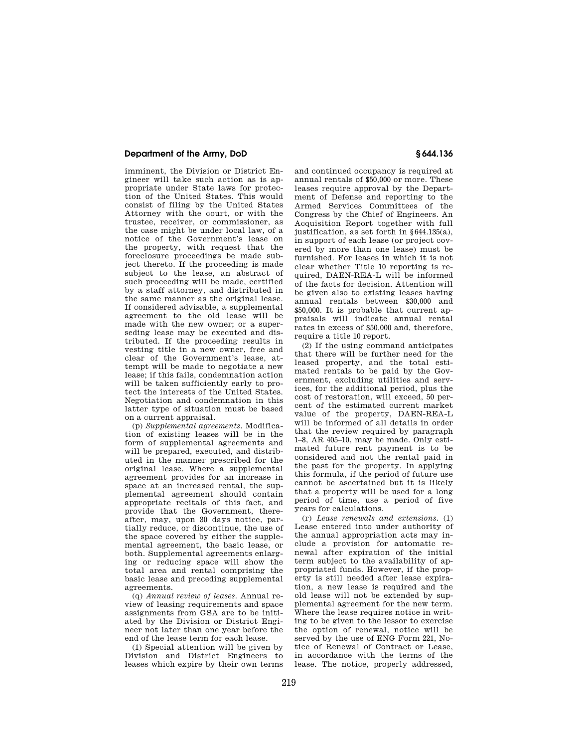imminent, the Division or District Engineer will take such action as is appropriate under State laws for protection of the United States. This would consist of filing by the United States Attorney with the court, or with the trustee, receiver, or commissioner, as the case might be under local law, of a notice of the Government's lease on the property, with request that the foreclosure proceedings be made subject thereto. If the proceeding is made subject to the lease, an abstract of such proceeding will be made, certified by a staff attorney, and distributed in the same manner as the original lease. If considered advisable, a supplemental agreement to the old lease will be made with the new owner; or a superseding lease may be executed and distributed. If the proceeding results in vesting title in a new owner, free and clear of the Government's lease, attempt will be made to negotiate a new lease; if this fails, condemnation action will be taken sufficiently early to protect the interests of the United States. Negotiation and condemnation in this latter type of situation must be based on a current appraisal.

(p) *Supplemental agreements.* Modification of existing leases will be in the form of supplemental agreements and will be prepared, executed, and distributed in the manner prescribed for the original lease. Where a supplemental agreement provides for an increase in space at an increased rental, the supplemental agreement should contain appropriate recitals of this fact, and provide that the Government, thereafter, may, upon 30 days notice, partially reduce, or discontinue, the use of the space covered by either the supplemental agreement, the basic lease, or both. Supplemental agreements enlarging or reducing space will show the total area and rental comprising the basic lease and preceding supplemental agreements.

(q) *Annual review of leases.* Annual review of leasing requirements and space assignments from GSA are to be initiated by the Division or District Engineer not later than one year before the end of the lease term for each lease.

(1) Special attention will be given by Division and District Engineers to leases which expire by their own terms and continued occupancy is required at annual rentals of $50,000 or more. These leases require approval by the Department of Defense and reporting to the Armed Services Committees of the Congress by the Chief of Engineers. An Acquisition Report together with full justification, as set forth in §644.135(a), in support of each lease (or project covered by more than one lease) must be furnished. For leases in which it is not clear whether Title 10 reporting is required, DAEN-REA-L will be informed of the facts for decision. Attention will be given also to existing leases having annual rentals between $30,000 and $50,000. It is probable that current appraisals will indicate annual rental rates in excess of $50,000 and, therefore, require a title 10 report.

(2) If the using command anticipates that there will be further need for the leased property, and the total estimated rentals to be paid by the Government, excluding utilities and services, for the additional period, plus the cost of restoration, will exceed, 50 percent of the estimated current market value of the property, DAEN-REA-L will be informed of all details in order that the review required by paragraph 1–8, AR 405–10, may be made. Only estimated future rent payment is to be considered and not the rental paid in the past for the property. In applying this formula, if the period of future use cannot be ascertained but it is likely that a property will be used for a long period of time, use a period of five years for calculations.

(r) *Lease renewals and extensions.* (1) Lease entered into under authority of the annual appropriation acts may include a provision for automatic renewal after expiration of the initial term subject to the availability of appropriated funds. However, if the property is still needed after lease expiration, a new lease is required and the old lease will not be extended by supplemental agreement for the new term. Where the lease requires notice in writing to be given to the lessor to exercise the option of renewal, notice will be served by the use of ENG Form 221, Notice of Renewal of Contract or Lease, in accordance with the terms of the lease. The notice, properly addressed,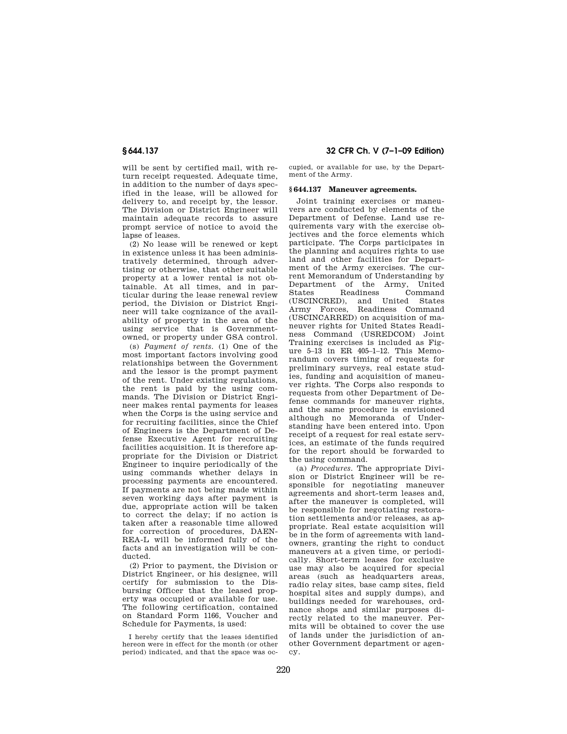will be sent by certified mail, with return receipt requested. Adequate time, in addition to the number of days specified in the lease, will be allowed for delivery to, and receipt by, the lessor. The Division or District Engineer will maintain adequate records to assure prompt service of notice to avoid the lapse of leases.

(2) No lease will be renewed or kept in existence unless it has been administratively determined, through advertising or otherwise, that other suitable property at a lower rental is not obtainable. At all times, and in particular during the lease renewal review period, the Division or District Engineer will take cognizance of the availability of property in the area of the using service that is Government-owned, or property under GSA control.

(s) *Payment of rents.* (1) One of the most important factors involving good relationships between the Government and the lessor is the prompt payment of the rent. Under existing regulations, the rent is paid by the using commands. The Division or District Engineer makes rental payments for leases when the Corps is the using service and for recruiting facilities, since the Chief of Engineers is the Department of Defense Executive Agent for recruiting facilities acquisition. It is therefore appropriate for the Division or District Engineer to inquire periodically of the using commands whether delays in processing payments are encountered. If payments are not being made within seven working days after payment is due, appropriate action will be taken to correct the delay; if no action is taken after a reasonable time allowed for correction of procedures, DAEN-REA-L will be informed fully of the facts and an investigation will be conducted.

(2) Prior to payment, the Division or District Engineer, or his designee, will certify for submission to the Disbursing Officer that the leased property was occupied or available for use. The following certification, contained on Standard Form 1166, Voucher and Schedule for Payments, is used:

I hereby certify that the leases identified hereon were in effect for the month (or other period) indicated, and that the space was occupied, or available for use, by the Department of the Army.

## § 644.137 Maneuver agreements.

Joint training exercises or maneuvers are conducted by elements of the Department of Defense. Land use requirements vary with the exercise objectives and the force elements which participate. The Corps participates in the planning and acquires rights to use land and other facilities for Department of the Army exercises. The current Memorandum of Understanding by Department of the Army, United States Readiness Command (USCINCRED), and United States Army Forces, Readiness Command (USCINCARRED) on acquisition of maneuver rights for United States Readiness Command (USREDCOM) Joint Training exercises is included as Figure 5–13 in ER 405–1–12. This Memorandum covers timing of requests for preliminary surveys, real estate studies, funding and acquisition of maneuver rights. The Corps also responds to requests from other Department of Defense commands for maneuver rights, and the same procedure is envisioned although no Memoranda of Understanding have been entered into. Upon receipt of a request for real estate services, an estimate of the funds required for the report should be forwarded to the using command.

(a) *Procedures.* The appropriate Division or District Engineer will be responsible for negotiating maneuver agreements and short-term leases and, after the maneuver is completed, will be responsible for negotiating restoration settlements and/or releases, as appropriate. Real estate acquisition will be in the form of agreements with landowners, granting the right to conduct maneuvers at a given time, or periodically. Short-term leases for exclusive use may also be acquired for special areas (such as headquarters areas, radio relay sites, base camp sites, field hospital sites and supply dumps), and buildings needed for warehouses, ordnance shops and similar purposes directly related to the maneuver. Permits will be obtained to cover the use of lands under the jurisdiction of another Government department or agency.